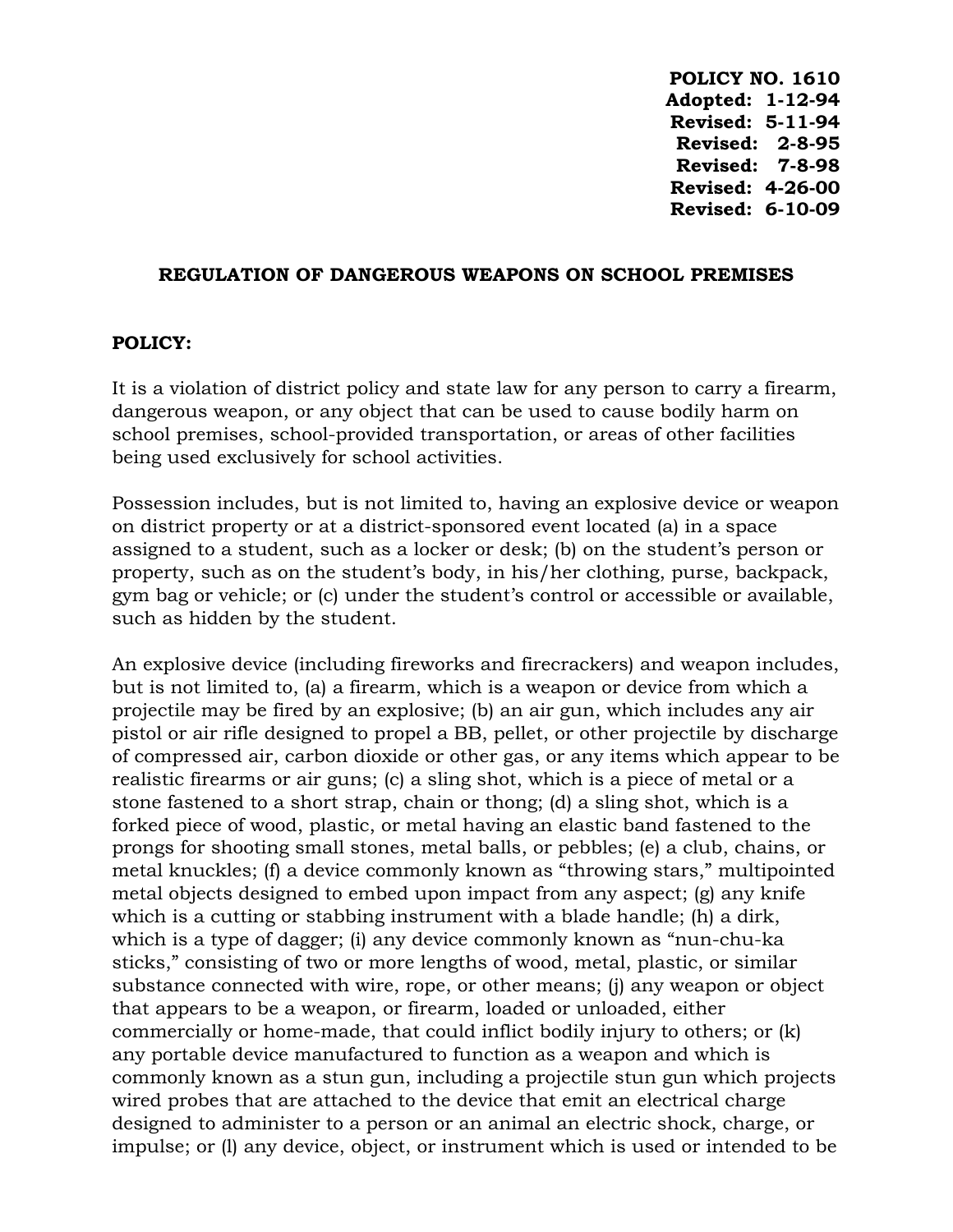**POLICY NO. 1610**
**Adopted: 1-12-94**
**Revised: 5-11-94**
**Revised: 2-8-95**
**Revised: 7-8-98**
**Revised: 4-26-00**
**Revised: 6-10-09**

# REGULATION OF DANGEROUS WEAPONS ON SCHOOL PREMISES

## POLICY:

It is a violation of district policy and state law for any person to carry a firearm, dangerous weapon, or any object that can be used to cause bodily harm on school premises, school-provided transportation, or areas of other facilities being used exclusively for school activities.

Possession includes, but is not limited to, having an explosive device or weapon on district property or at a district-sponsored event located (a) in a space assigned to a student, such as a locker or desk; (b) on the student's person or property, such as on the student's body, in his/her clothing, purse, backpack, gym bag or vehicle; or (c) under the student's control or accessible or available, such as hidden by the student.

An explosive device (including fireworks and firecrackers) and weapon includes, but is not limited to, (a) a firearm, which is a weapon or device from which a projectile may be fired by an explosive; (b) an air gun, which includes any air pistol or air rifle designed to propel a BB, pellet, or other projectile by discharge of compressed air, carbon dioxide or other gas, or any items which appear to be realistic firearms or air guns; (c) a sling shot, which is a piece of metal or a stone fastened to a short strap, chain or thong; (d) a sling shot, which is a forked piece of wood, plastic, or metal having an elastic band fastened to the prongs for shooting small stones, metal balls, or pebbles; (e) a club, chains, or metal knuckles; (f) a device commonly known as "throwing stars," multipointed metal objects designed to embed upon impact from any aspect; (g) any knife which is a cutting or stabbing instrument with a blade handle; (h) a dirk, which is a type of dagger; (i) any device commonly known as "nun-chu-ka sticks," consisting of two or more lengths of wood, metal, plastic, or similar substance connected with wire, rope, or other means; (j) any weapon or object that appears to be a weapon, or firearm, loaded or unloaded, either commercially or home-made, that could inflict bodily injury to others; or (k) any portable device manufactured to function as a weapon and which is commonly known as a stun gun, including a projectile stun gun which projects wired probes that are attached to the device that emit an electrical charge designed to administer to a person or an animal an electric shock, charge, or impulse; or (l) any device, object, or instrument which is used or intended to be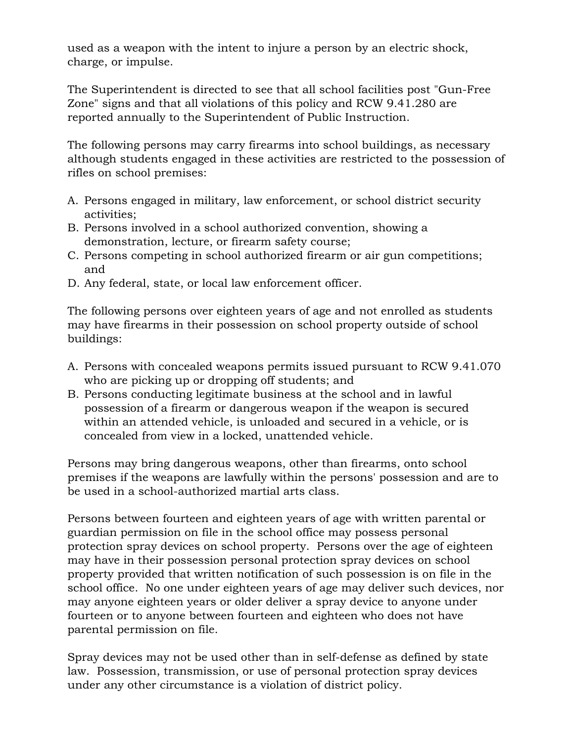used as a weapon with the intent to injure a person by an electric shock, charge, or impulse.

The Superintendent is directed to see that all school facilities post "Gun-Free Zone" signs and that all violations of this policy and RCW 9.41.280 are reported annually to the Superintendent of Public Instruction.

The following persons may carry firearms into school buildings, as necessary although students engaged in these activities are restricted to the possession of rifles on school premises:

A. Persons engaged in military, law enforcement, or school district security activities;
B. Persons involved in a school authorized convention, showing a demonstration, lecture, or firearm safety course;
C. Persons competing in school authorized firearm or air gun competitions; and
D. Any federal, state, or local law enforcement officer.

The following persons over eighteen years of age and not enrolled as students may have firearms in their possession on school property outside of school buildings:

A. Persons with concealed weapons permits issued pursuant to RCW 9.41.070 who are picking up or dropping off students; and
B. Persons conducting legitimate business at the school and in lawful possession of a firearm or dangerous weapon if the weapon is secured within an attended vehicle, is unloaded and secured in a vehicle, or is concealed from view in a locked, unattended vehicle.

Persons may bring dangerous weapons, other than firearms, onto school premises if the weapons are lawfully within the persons' possession and are to be used in a school-authorized martial arts class.

Persons between fourteen and eighteen years of age with written parental or guardian permission on file in the school office may possess personal protection spray devices on school property. Persons over the age of eighteen may have in their possession personal protection spray devices on school property provided that written notification of such possession is on file in the school office. No one under eighteen years of age may deliver such devices, nor may anyone eighteen years or older deliver a spray device to anyone under fourteen or to anyone between fourteen and eighteen who does not have parental permission on file.

Spray devices may not be used other than in self-defense as defined by state law. Possession, transmission, or use of personal protection spray devices under any other circumstance is a violation of district policy.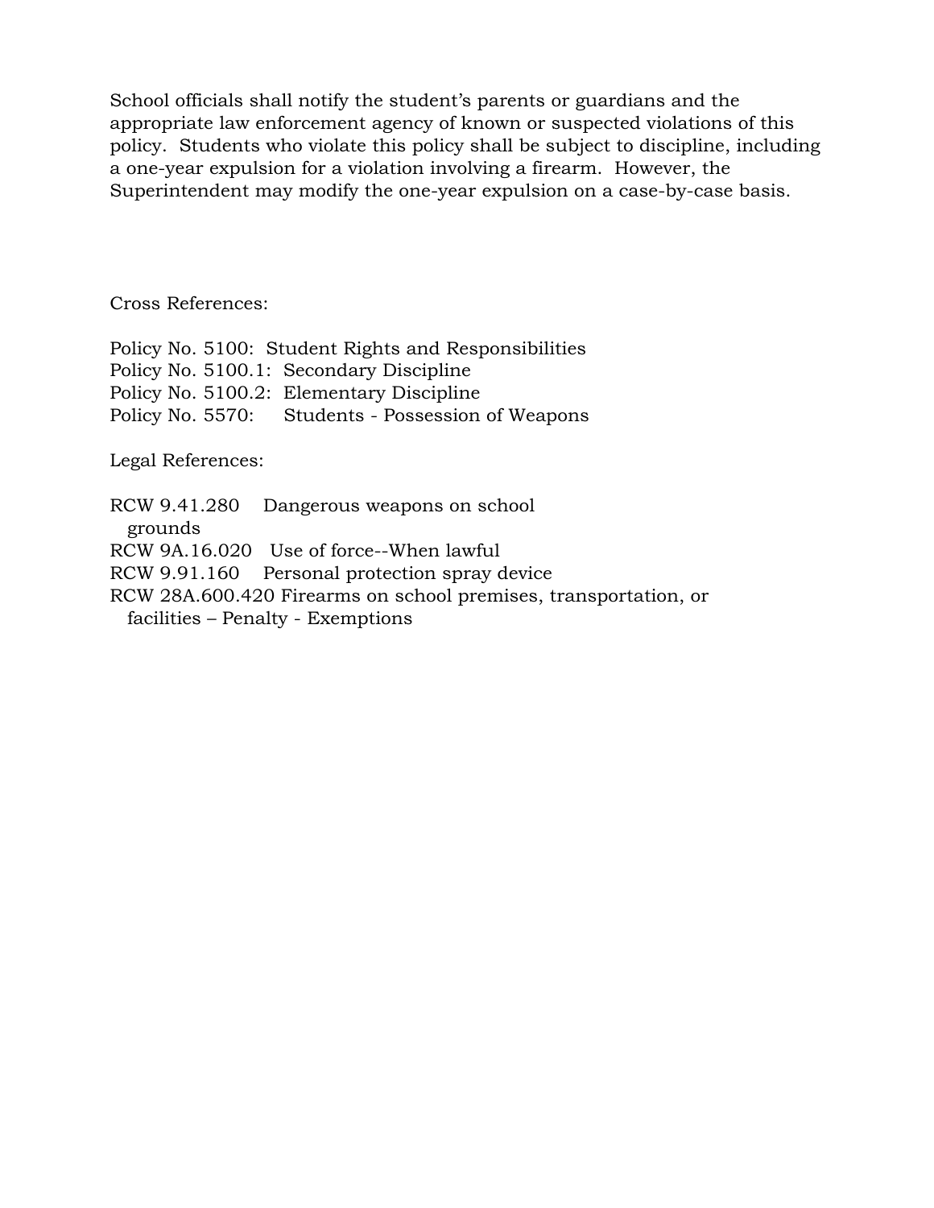School officials shall notify the student's parents or guardians and the appropriate law enforcement agency of known or suspected violations of this policy. Students who violate this policy shall be subject to discipline, including a one-year expulsion for a violation involving a firearm. However, the Superintendent may modify the one-year expulsion on a case-by-case basis.

Cross References:

Policy No. 5100: Student Rights and Responsibilities
Policy No. 5100.1: Secondary Discipline
Policy No. 5100.2: Elementary Discipline
Policy No. 5570: Students - Possession of Weapons

Legal References:

RCW 9.41.280 Dangerous weapons on school grounds
RCW 9A.16.020 Use of force--When lawful
RCW 9.91.160 Personal protection spray device
RCW 28A.600.420 Firearms on school premises, transportation, or facilities – Penalty - Exemptions